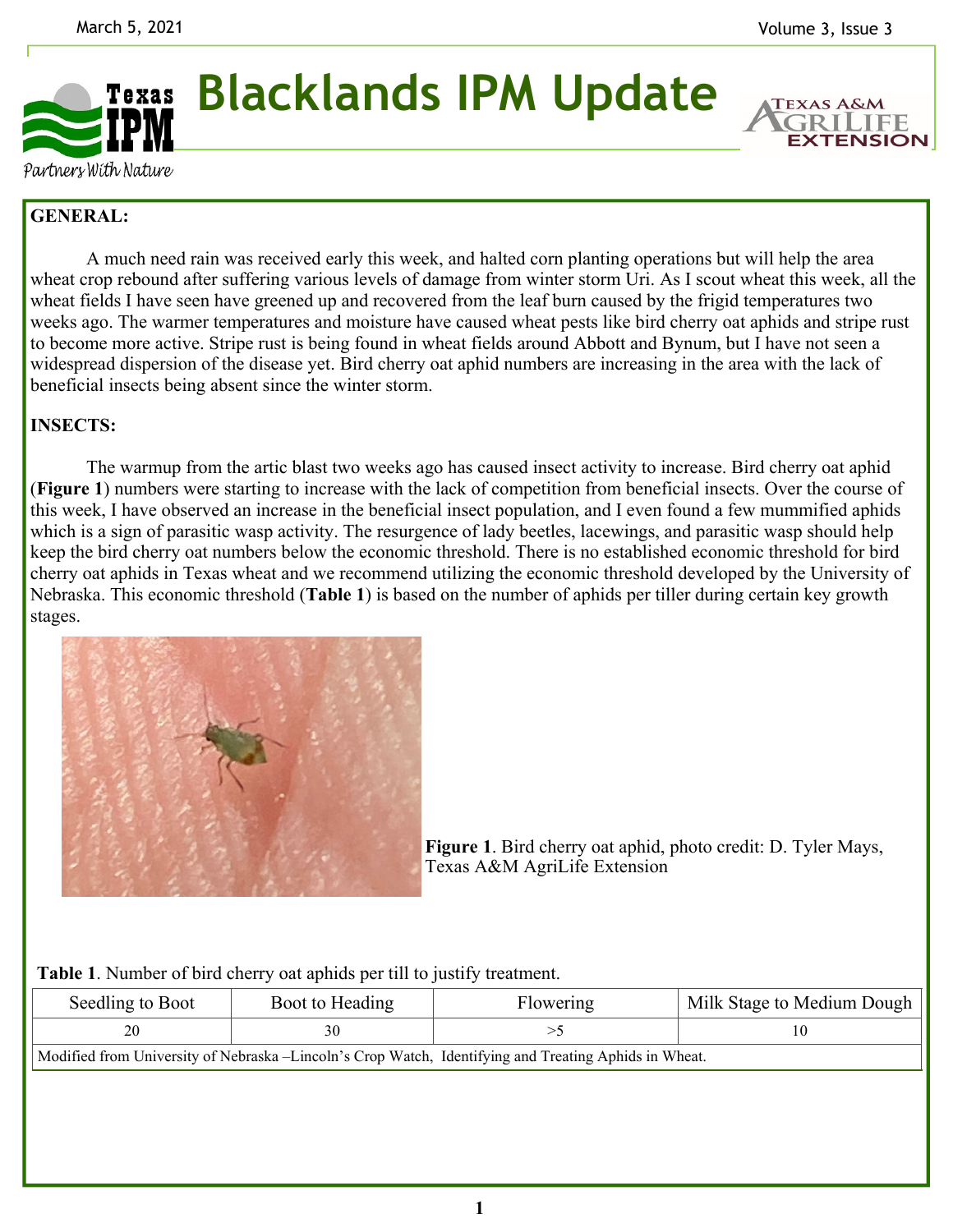# Blacklands IPM Update

Texas IPM — Partners With Nature

Texas A&M AgriLife Extension

March 5, 2021

## GENERAL:

A much need rain was received early this week, and halted corn planting operations but will help the area wheat crop rebound after suffering various levels of damage from winter storm Uri. As I scout wheat this week, all the wheat fields I have seen have greened up and recovered from the leaf burn caused by the frigid temperatures two weeks ago. The warmer temperatures and moisture have caused wheat pests like bird cherry oat aphids and stripe rust to become more active. Stripe rust is being found in wheat fields around Abbott and Bynum, but I have not seen a widespread dispersion of the disease yet. Bird cherry oat aphid numbers are increasing in the area with the lack of beneficial insects being absent since the winter storm.

## INSECTS:

The warmup from the artic blast two weeks ago has caused insect activity to increase. Bird cherry oat aphid (**Figure 1**) numbers were starting to increase with the lack of competition from beneficial insects. Over the course of this week, I have observed an increase in the beneficial insect population, and I even found a few mummified aphids which is a sign of parasitic wasp activity. The resurgence of lady beetles, lacewings, and parasitic wasp should help keep the bird cherry oat numbers below the economic threshold. There is no established economic threshold for bird cherry oat aphids in Texas wheat and we recommend utilizing the economic threshold developed by the University of Nebraska. This economic threshold (**Table 1**) is based on the number of aphids per tiller during certain key growth stages.

**Figure 1**. Bird cherry oat aphid, photo credit: D. Tyler Mays, Texas A&M AgriLife Extension

**Table 1**. Number of bird cherry oat aphids per till to justify treatment.

| Seedling to Boot | Boot to Heading | Flowering | Milk Stage to Medium Dough |
|---|---|---|---|
| 20 | 30 | >5 | 10 |
| Modified from University of Nebraska –Lincoln's Crop Watch, Identifying and Treating Aphids in Wheat. | | | |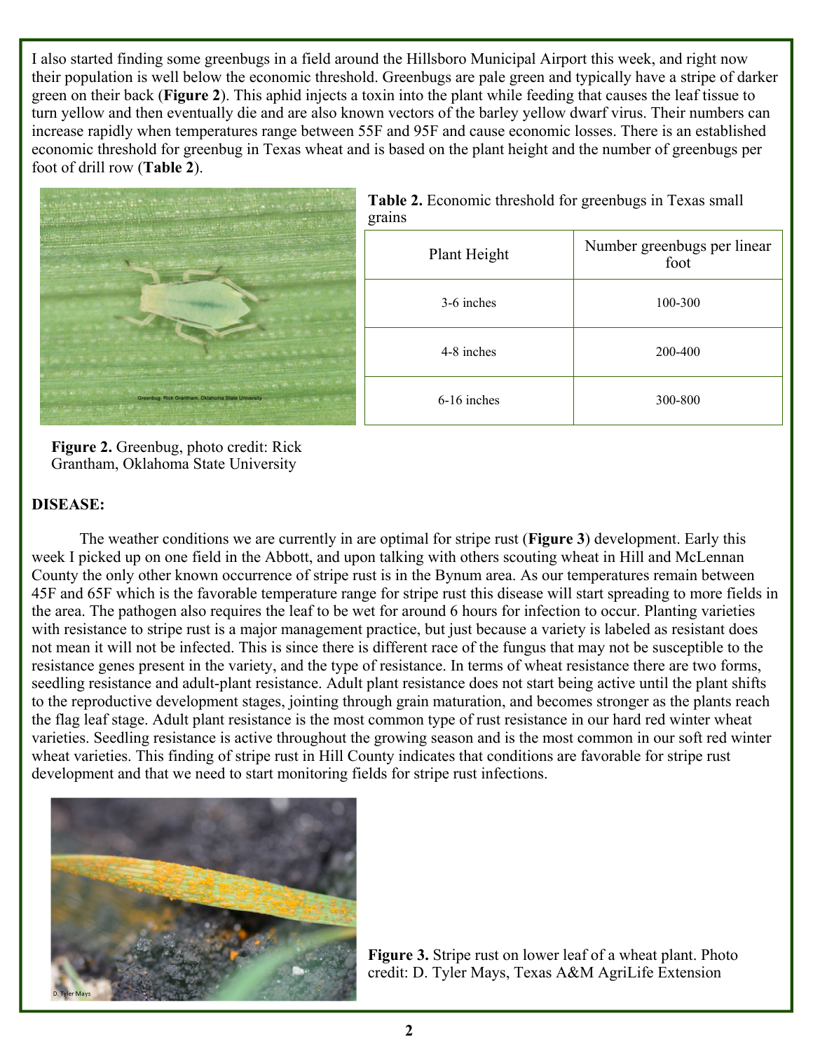I also started finding some greenbugs in a field around the Hillsboro Municipal Airport this week, and right now their population is well below the economic threshold. Greenbugs are pale green and typically have a stripe of darker green on their back (**Figure 2**). This aphid injects a toxin into the plant while feeding that causes the leaf tissue to turn yellow and then eventually die and are also known vectors of the barley yellow dwarf virus. Their numbers can increase rapidly when temperatures range between 55F and 95F and cause economic losses. There is an established economic threshold for greenbug in Texas wheat and is based on the plant height and the number of greenbugs per foot of drill row (**Table 2**).

**Figure 2.** Greenbug, photo credit: Rick Grantham, Oklahoma State University

**Table 2.** Economic threshold for greenbugs in Texas small grains

| Plant Height | Number greenbugs per linear foot |
|---|---|
| 3-6 inches | 100-300 |
| 4-8 inches | 200-400 |
| 6-16 inches | 300-800 |

**DISEASE:**

The weather conditions we are currently in are optimal for stripe rust (**Figure 3**) development. Early this week I picked up on one field in the Abbott, and upon talking with others scouting wheat in Hill and McLennan County the only other known occurrence of stripe rust is in the Bynum area. As our temperatures remain between 45F and 65F which is the favorable temperature range for stripe rust this disease will start spreading to more fields in the area. The pathogen also requires the leaf to be wet for around 6 hours for infection to occur. Planting varieties with resistance to stripe rust is a major management practice, but just because a variety is labeled as resistant does not mean it will not be infected. This is since there is different race of the fungus that may not be susceptible to the resistance genes present in the variety, and the type of resistance. In terms of wheat resistance there are two forms, seedling resistance and adult-plant resistance. Adult plant resistance does not start being active until the plant shifts to the reproductive development stages, jointing through grain maturation, and becomes stronger as the plants reach the flag leaf stage. Adult plant resistance is the most common type of rust resistance in our hard red winter wheat varieties. Seedling resistance is active throughout the growing season and is the most common in our soft red winter wheat varieties. This finding of stripe rust in Hill County indicates that conditions are favorable for stripe rust development and that we need to start monitoring fields for stripe rust infections.

**Figure 3.** Stripe rust on lower leaf of a wheat plant. Photo credit: D. Tyler Mays, Texas A&M AgriLife Extension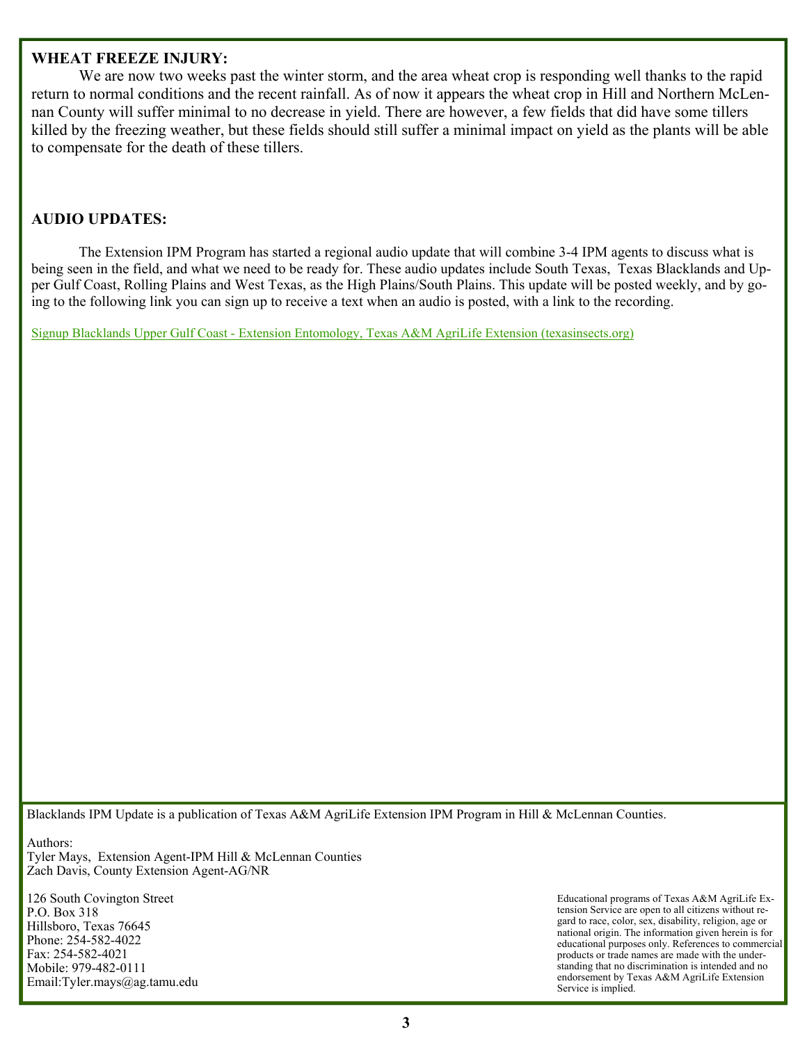## WHEAT FREEZE INJURY:

We are now two weeks past the winter storm, and the area wheat crop is responding well thanks to the rapid return to normal conditions and the recent rainfall. As of now it appears the wheat crop in Hill and Northern McLennan County will suffer minimal to no decrease in yield. There are however, a few fields that did have some tillers killed by the freezing weather, but these fields should still suffer a minimal impact on yield as the plants will be able to compensate for the death of these tillers.

## AUDIO UPDATES:

The Extension IPM Program has started a regional audio update that will combine 3-4 IPM agents to discuss what is being seen in the field, and what we need to be ready for. These audio updates include South Texas, Texas Blacklands and Upper Gulf Coast, Rolling Plains and West Texas, as the High Plains/South Plains. This update will be posted weekly, and by going to the following link you can sign up to receive a text when an audio is posted, with a link to the recording.

Signup Blacklands Upper Gulf Coast - Extension Entomology, Texas A&M AgriLife Extension (texasinsects.org)

Blacklands IPM Update is a publication of Texas A&M AgriLife Extension IPM Program in Hill & McLennan Counties.

Authors:
Tyler Mays, Extension Agent-IPM Hill & McLennan Counties
Zach Davis, County Extension Agent-AG/NR

126 South Covington Street
P.O. Box 318
Hillsboro, Texas 76645
Phone: 254-582-4022
Fax: 254-582-4021
Mobile: 979-482-0111
Email:Tyler.mays@ag.tamu.edu

Educational programs of Texas A&M AgriLife Extension Service are open to all citizens without regard to race, color, sex, disability, religion, age or national origin. The information given herein is for educational purposes only. References to commercial products or trade names are made with the understanding that no discrimination is intended and no endorsement by Texas A&M AgriLife Extension Service is implied.